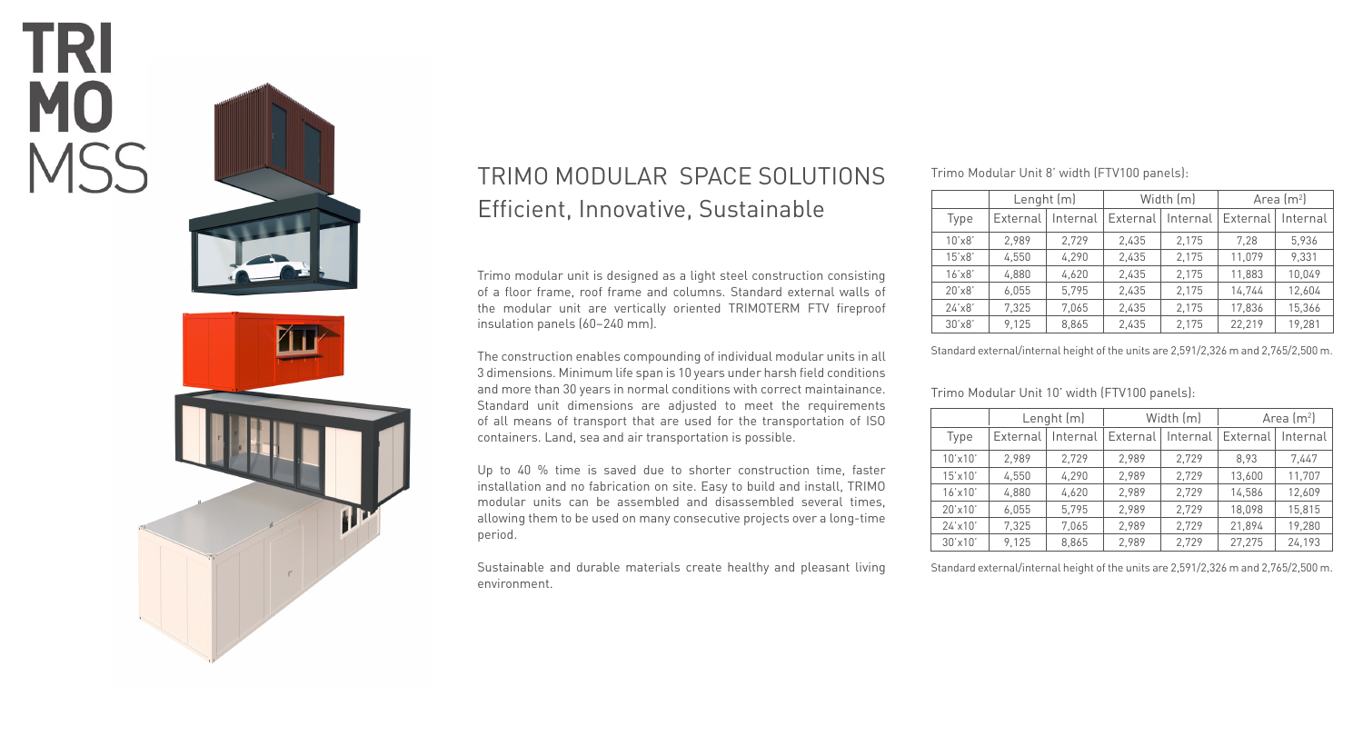# TRI MO MSS

## TRIMO MODULAR SPACE SOLUTIONS
## Efficient, Innovative, Sustainable

Trimo modular unit is designed as a light steel construction consisting of a floor frame, roof frame and columns. Standard external walls of the modular unit are vertically oriented TRIMOTERM FTV fireproof insulation panels (60–240 mm).

The construction enables compounding of individual modular units in all 3 dimensions. Minimum life span is 10 years under harsh field conditions and more than 30 years in normal conditions with correct maintainance. Standard unit dimensions are adjusted to meet the requirements of all means of transport that are used for the transportation of ISO containers. Land, sea and air transportation is possible.

Up to 40 % time is saved due to shorter construction time, faster installation and no fabrication on site. Easy to build and install, TRIMO modular units can be assembled and disassembled several times, allowing them to be used on many consecutive projects over a long-time period.

Sustainable and durable materials create healthy and pleasant living environment.

Trimo Modular Unit 8' width (FTV100 panels):

| | Lenght (m) | | Width (m) | | Area (m²) | |
|---|---|---|---|---|---|---|
| Type | External | Internal | External | Internal | External | Internal |
| 10'x8' | 2,989 | 2,729 | 2,435 | 2,175 | 7,28 | 5,936 |
| 15'x8' | 4,550 | 4,290 | 2,435 | 2,175 | 11,079 | 9,331 |
| 16'x8' | 4,880 | 4,620 | 2,435 | 2,175 | 11,883 | 10,049 |
| 20'x8' | 6,055 | 5,795 | 2,435 | 2,175 | 14,744 | 12,604 |
| 24'x8' | 7,325 | 7,065 | 2,435 | 2,175 | 17,836 | 15,366 |
| 30'x8' | 9,125 | 8,865 | 2,435 | 2,175 | 22,219 | 19,281 |

Standard external/internal height of the units are 2,591/2,326 m and 2,765/2,500 m.

Trimo Modular Unit 10' width (FTV100 panels):

| | Lenght (m) | | Width (m) | | Area (m²) | |
|---|---|---|---|---|---|---|
| Type | External | Internal | External | Internal | External | Internal |
| 10'x10' | 2,989 | 2,729 | 2,989 | 2,729 | 8,93 | 7,447 |
| 15'x10' | 4,550 | 4,290 | 2,989 | 2,729 | 13,600 | 11,707 |
| 16'x10' | 4,880 | 4,620 | 2,989 | 2,729 | 14,586 | 12,609 |
| 20'x10' | 6,055 | 5,795 | 2,989 | 2,729 | 18,098 | 15,815 |
| 24'x10' | 7,325 | 7,065 | 2,989 | 2,729 | 21,894 | 19,280 |
| 30'x10' | 9,125 | 8,865 | 2,989 | 2,729 | 27,275 | 24,193 |

Standard external/internal height of the units are 2,591/2,326 m and 2,765/2,500 m.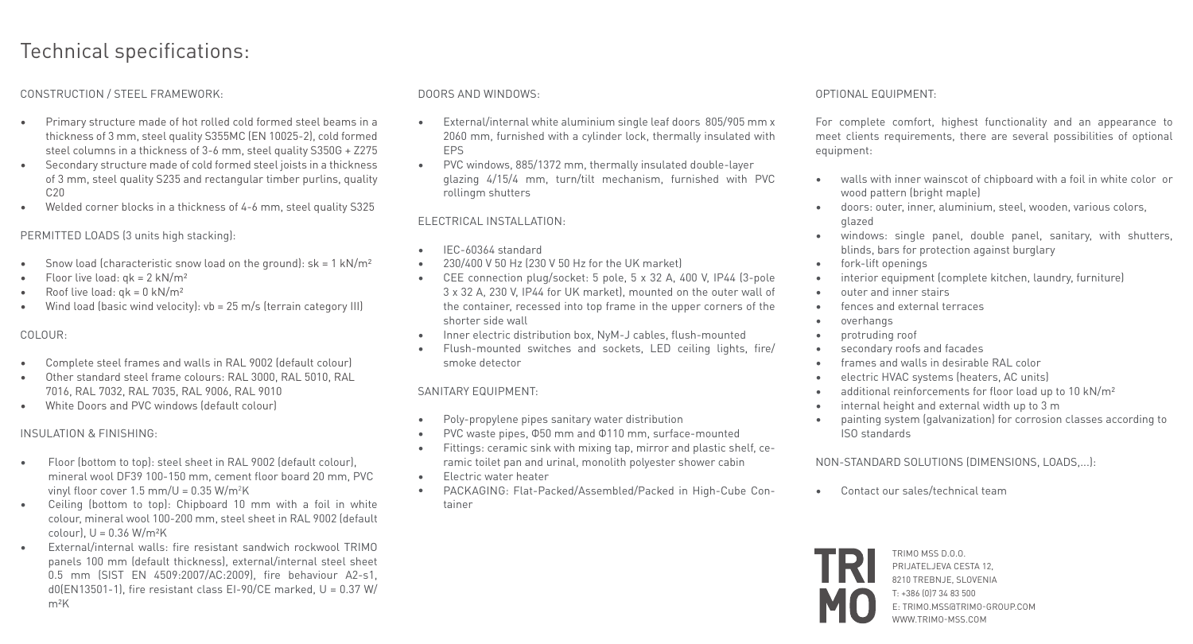# Technical specifications:

## CONSTRUCTION / STEEL FRAMEWORK:

- Primary structure made of hot rolled cold formed steel beams in a thickness of 3 mm, steel quality S355MC (EN 10025-2), cold formed steel columns in a thickness of 3-6 mm, steel quality S350G + Z275
- Secondary structure made of cold formed steel joists in a thickness of 3 mm, steel quality S235 and rectangular timber purlins, quality C20
- Welded corner blocks in a thickness of 4-6 mm, steel quality S325

## PERMITTED LOADS (3 units high stacking):

- Snow load (characteristic snow load on the ground): sk = 1 kN/m²
- Floor live load: qk = 2 kN/m²
- Roof live load: qk = 0 kN/m²
- Wind load (basic wind velocity): vb = 25 m/s (terrain category III)

## COLOUR:

- Complete steel frames and walls in RAL 9002 (default colour)
- Other standard steel frame colours: RAL 3000, RAL 5010, RAL 7016, RAL 7032, RAL 7035, RAL 9006, RAL 9010
- White Doors and PVC windows (default colour)

## INSULATION & FINISHING:

- Floor (bottom to top): steel sheet in RAL 9002 (default colour), mineral wool DF39 100-150 mm, cement floor board 20 mm, PVC vinyl floor cover 1.5 mm/U = 0.35 W/m²K
- Ceiling (bottom to top): Chipboard 10 mm with a foil in white colour, mineral wool 100-200 mm, steel sheet in RAL 9002 (default colour), U = 0.36 W/m²K
- External/internal walls: fire resistant sandwich rockwool TRIMO panels 100 mm (default thickness), external/internal steel sheet 0.5 mm (SIST EN 4509:2007/AC:2009), fire behaviour A2-s1, d0(EN13501-1), fire resistant class EI-90/CE marked, U = 0.37 W/m²K

## DOORS AND WINDOWS:

- External/internal white aluminium single leaf doors 805/905 mm x 2060 mm, furnished with a cylinder lock, thermally insulated with EPS
- PVC windows, 885/1372 mm, thermally insulated double-layer glazing 4/15/4 mm, turn/tilt mechanism, furnished with PVC rollingm shutters

## ELECTRICAL INSTALLATION:

- IEC-60364 standard
- 230/400 V 50 Hz (230 V 50 Hz for the UK market)
- CEE connection plug/socket: 5 pole, 5 x 32 A, 400 V, IP44 (3-pole 3 x 32 A, 230 V, IP44 for UK market), mounted on the outer wall of the container, recessed into top frame in the upper corners of the shorter side wall
- Inner electric distribution box, NyM-J cables, flush-mounted
- Flush-mounted switches and sockets, LED ceiling lights, fire/smoke detector

## SANITARY EQUIPMENT:

- Poly-propylene pipes sanitary water distribution
- PVC waste pipes, Φ50 mm and Φ110 mm, surface-mounted
- Fittings: ceramic sink with mixing tap, mirror and plastic shelf, ceramic toilet pan and urinal, monolith polyester shower cabin
- Electric water heater
- PACKAGING: Flat-Packed/Assembled/Packed in High-Cube Container

## OPTIONAL EQUIPMENT:

For complete comfort, highest functionality and an appearance to meet clients requirements, there are several possibilities of optional equipment:

- walls with inner wainscot of chipboard with a foil in white color or wood pattern (bright maple)
- doors: outer, inner, aluminium, steel, wooden, various colors, glazed
- windows: single panel, double panel, sanitary, with shutters, blinds, bars for protection against burglary
- fork-lift openings
- interior equipment (complete kitchen, laundry, furniture)
- outer and inner stairs
- fences and external terraces
- overhangs
- protruding roof
- secondary roofs and facades
- frames and walls in desirable RAL color
- electric HVAC systems (heaters, AC units)
- additional reinforcements for floor load up to 10 kN/m²
- internal height and external width up to 3 m
- painting system (galvanization) for corrosion classes according to ISO standards

## NON-STANDARD SOLUTIONS (DIMENSIONS, LOADS,...):

- Contact our sales/technical team

TRIMO

TRIMO MSS D.O.O.
PRIJATELJEVA CESTA 12,
8210 TREBNJE, SLOVENIA
T: +386 (0)7 34 83 500
E: TRIMO.MSS@TRIMO-GROUP.COM
WWW.TRIMO-MSS.COM